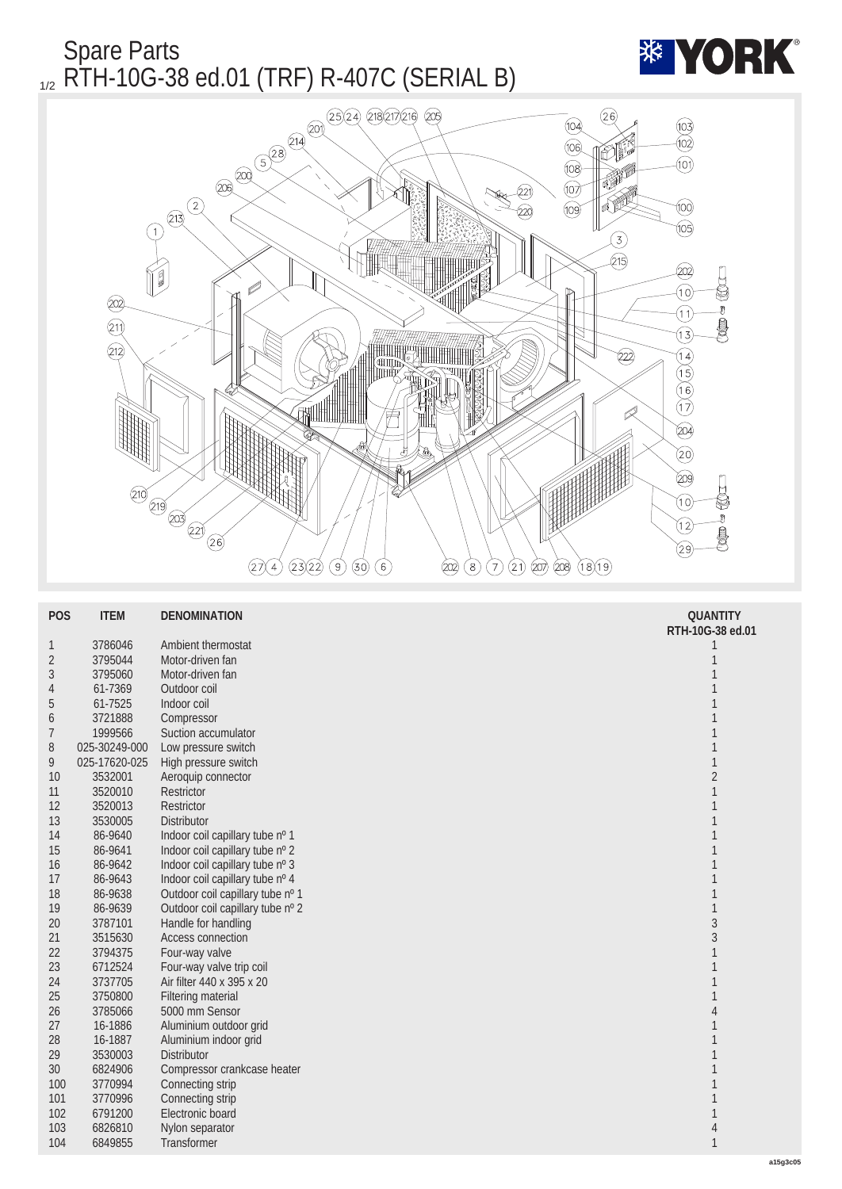# Spare Parts

## 1/2 RTH-10G-38 ed.01 (TRF) R-407C (SERIAL B)

| POS | ITEM | DENOMINATION | QUANTITY RTH-10G-38 ed.01 |
|---|---|---|---|
| 1 | 3786046 | Ambient thermostat | 1 |
| 2 | 3795044 | Motor-driven fan | 1 |
| 3 | 3795060 | Motor-driven fan | 1 |
| 4 | 61-7369 | Outdoor coil | 1 |
| 5 | 61-7525 | Indoor coil | 1 |
| 6 | 3721888 | Compressor | 1 |
| 7 | 1999566 | Suction accumulator | 1 |
| 8 | 025-30249-000 | Low pressure switch | 1 |
| 9 | 025-17620-025 | High pressure switch | 1 |
| 10 | 3532001 | Aeroquip connector | 2 |
| 11 | 3520010 | Restrictor | 1 |
| 12 | 3520013 | Restrictor | 1 |
| 13 | 3530005 | Distributor | 1 |
| 14 | 86-9640 | Indoor coil capillary tube nº 1 | 1 |
| 15 | 86-9641 | Indoor coil capillary tube nº 2 | 1 |
| 16 | 86-9642 | Indoor coil capillary tube nº 3 | 1 |
| 17 | 86-9643 | Indoor coil capillary tube nº 4 | 1 |
| 18 | 86-9638 | Outdoor coil capillary tube nº 1 | 1 |
| 19 | 86-9639 | Outdoor coil capillary tube nº 2 | 1 |
| 20 | 3787101 | Handle for handling | 3 |
| 21 | 3515630 | Access connection | 3 |
| 22 | 3794375 | Four-way valve | 1 |
| 23 | 6712524 | Four-way valve trip coil | 1 |
| 24 | 3737705 | Air filter 440 x 395 x 20 | 1 |
| 25 | 3750800 | Filtering material | 1 |
| 26 | 3785066 | 5000 mm Sensor | 4 |
| 27 | 16-1886 | Aluminium outdoor grid | 1 |
| 28 | 16-1887 | Aluminium indoor grid | 1 |
| 29 | 3530003 | Distributor | 1 |
| 30 | 6824906 | Compressor crankcase heater | 1 |
| 100 | 3770994 | Connecting strip | 1 |
| 101 | 3770996 | Connecting strip | 1 |
| 102 | 6791200 | Electronic board | 1 |
| 103 | 6826810 | Nylon separator | 4 |
| 104 | 6849855 | Transformer | 1 |

a15g3c05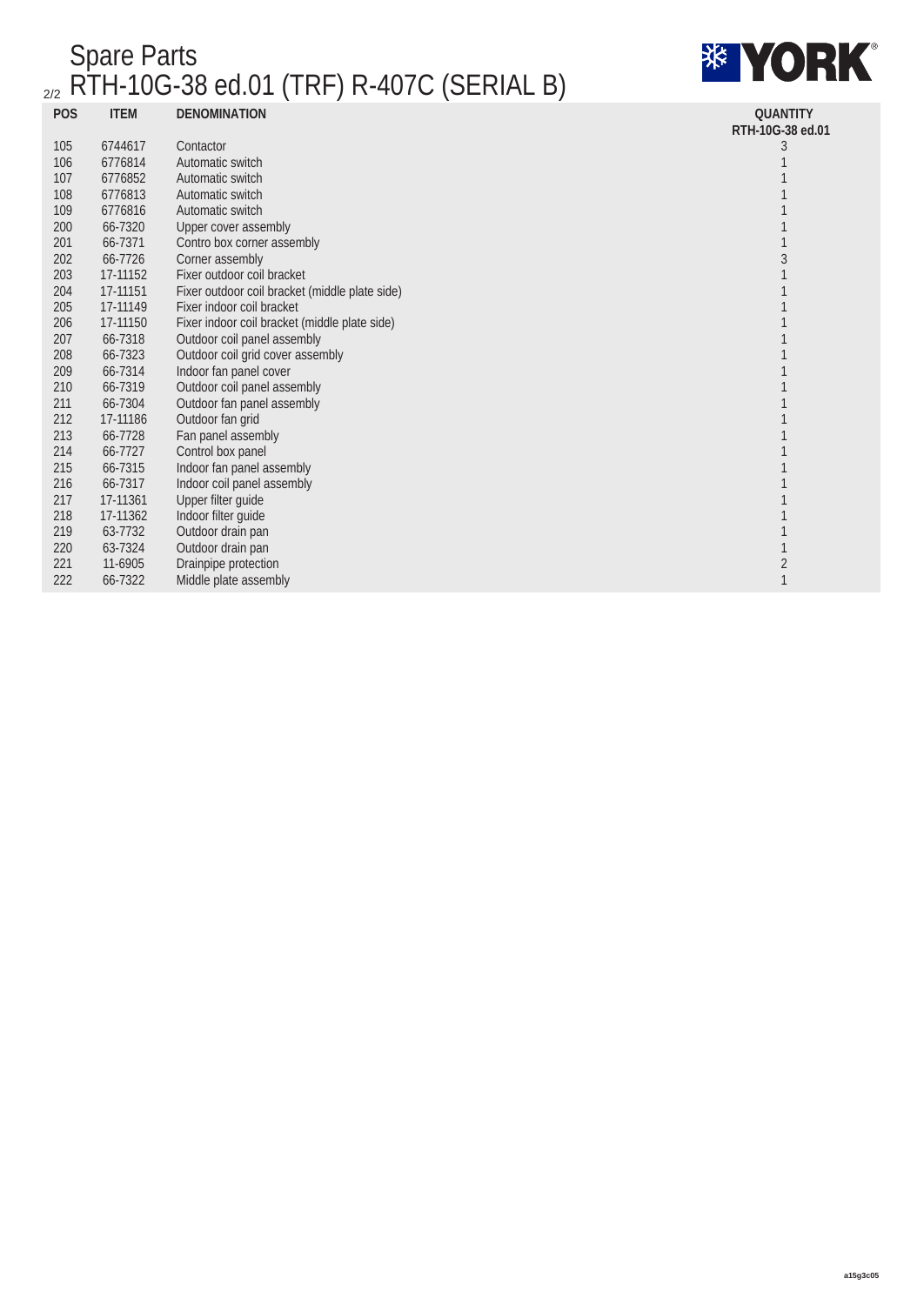# Spare Parts

## RTH-10G-38 ed.01 (TRF) R-407C (SERIAL B)

| POS | ITEM | DENOMINATION | QUANTITY RTH-10G-38 ed.01 |
|---|---|---|---|
| 105 | 6744617 | Contactor | 3 |
| 106 | 6776814 | Automatic switch | 1 |
| 107 | 6776852 | Automatic switch | 1 |
| 108 | 6776813 | Automatic switch | 1 |
| 109 | 6776816 | Automatic switch | 1 |
| 200 | 66-7320 | Upper cover assembly | 1 |
| 201 | 66-7371 | Contro box corner assembly | 1 |
| 202 | 66-7726 | Corner assembly | 3 |
| 203 | 17-11152 | Fixer outdoor coil bracket | 1 |
| 204 | 17-11151 | Fixer outdoor coil bracket (middle plate side) | 1 |
| 205 | 17-11149 | Fixer indoor coil bracket | 1 |
| 206 | 17-11150 | Fixer indoor coil bracket (middle plate side) | 1 |
| 207 | 66-7318 | Outdoor coil panel assembly | 1 |
| 208 | 66-7323 | Outdoor coil grid cover assembly | 1 |
| 209 | 66-7314 | Indoor fan panel cover | 1 |
| 210 | 66-7319 | Outdoor coil panel assembly | 1 |
| 211 | 66-7304 | Outdoor fan panel assembly | 1 |
| 212 | 17-11186 | Outdoor fan grid | 1 |
| 213 | 66-7728 | Fan panel assembly | 1 |
| 214 | 66-7727 | Control box panel | 1 |
| 215 | 66-7315 | Indoor fan panel assembly | 1 |
| 216 | 66-7317 | Indoor coil panel assembly | 1 |
| 217 | 17-11361 | Upper filter guide | 1 |
| 218 | 17-11362 | Indoor filter guide | 1 |
| 219 | 63-7732 | Outdoor drain pan | 1 |
| 220 | 63-7324 | Outdoor drain pan | 1 |
| 221 | 11-6905 | Drainpipe protection | 2 |
| 222 | 66-7322 | Middle plate assembly | 1 |

a15g3c05